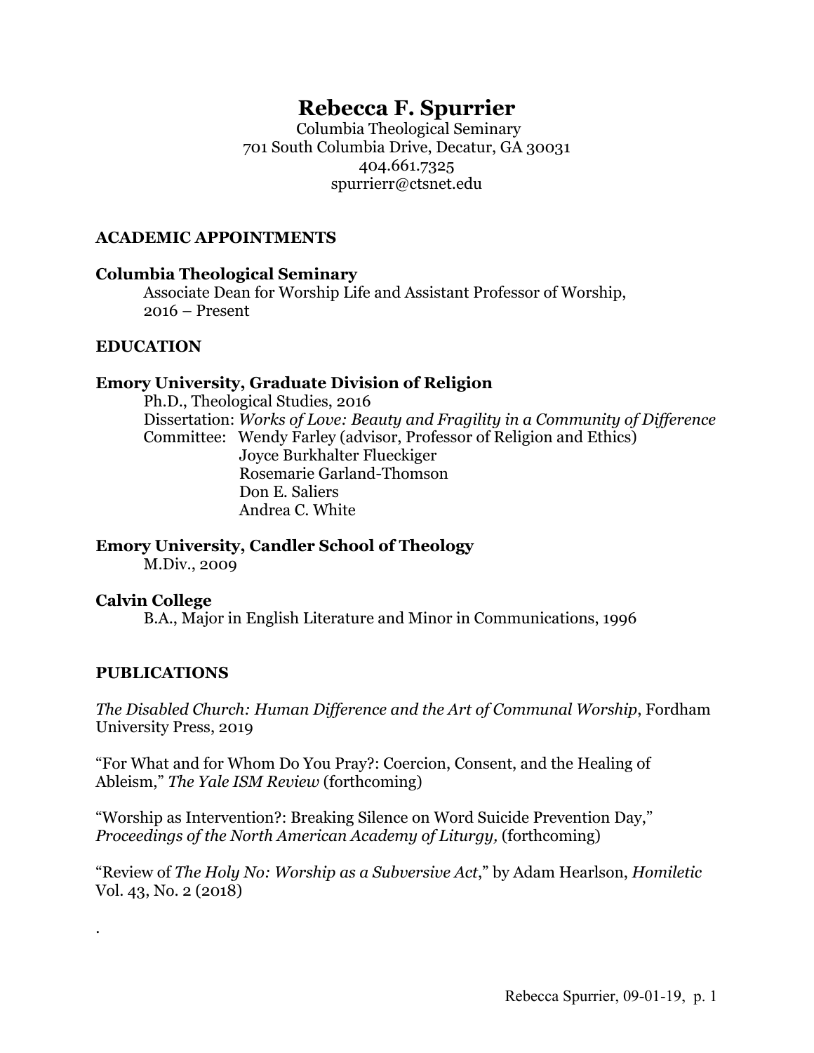# Rebecca F. Spurrier

Columbia Theological Seminary
701 South Columbia Drive, Decatur, GA 30031
404.661.7325
spurrierr@ctsnet.edu

## ACADEMIC APPOINTMENTS

**Columbia Theological Seminary**
Associate Dean for Worship Life and Assistant Professor of Worship, 2016 – Present

## EDUCATION

**Emory University, Graduate Division of Religion**
Ph.D., Theological Studies, 2016
Dissertation: *Works of Love: Beauty and Fragility in a Community of Difference*
Committee: Wendy Farley (advisor, Professor of Religion and Ethics)
Joyce Burkhalter Flueckiger
Rosemarie Garland-Thomson
Don E. Saliers
Andrea C. White

**Emory University, Candler School of Theology**
M.Div., 2009

**Calvin College**
B.A., Major in English Literature and Minor in Communications, 1996

## PUBLICATIONS

*The Disabled Church: Human Difference and the Art of Communal Worship*, Fordham University Press, 2019

"For What and for Whom Do You Pray?: Coercion, Consent, and the Healing of Ableism," *The Yale ISM Review* (forthcoming)

"Worship as Intervention?: Breaking Silence on Word Suicide Prevention Day," *Proceedings of the North American Academy of Liturgy,* (forthcoming)

"Review of *The Holy No: Worship as a Subversive Act*," by Adam Hearlson, *Homiletic* Vol. 43, No. 2 (2018)

.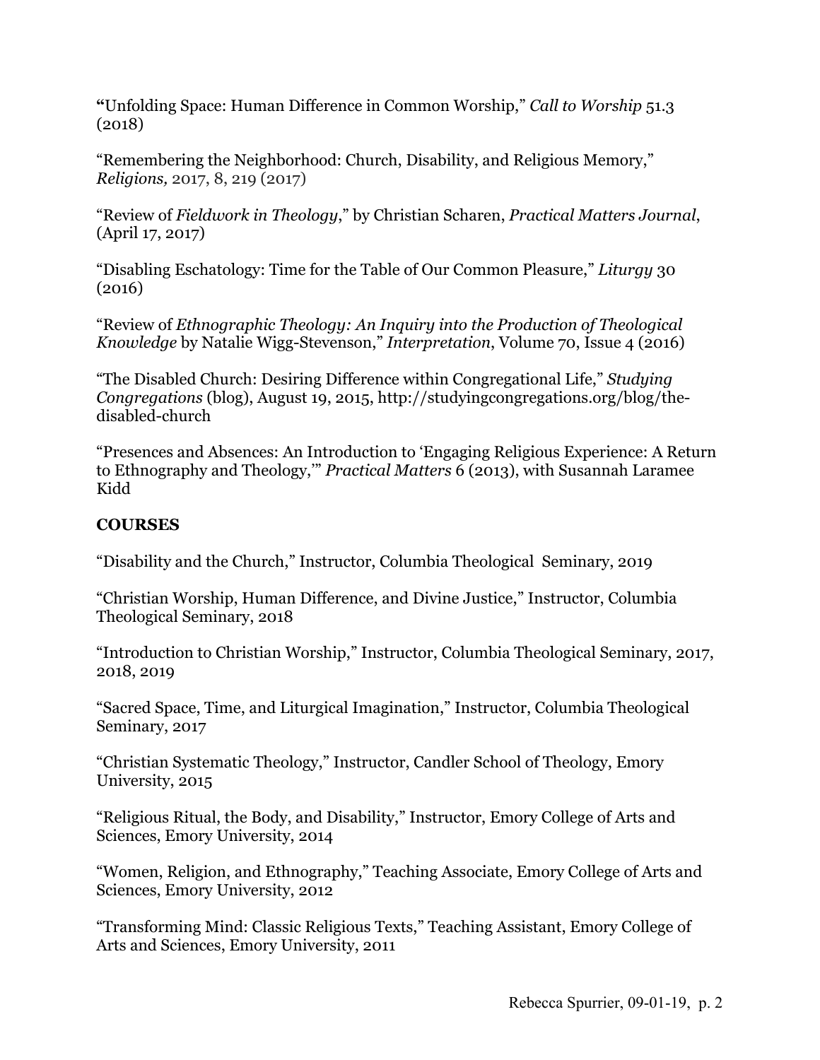"Unfolding Space: Human Difference in Common Worship," *Call to Worship* 51.3 (2018)

"Remembering the Neighborhood: Church, Disability, and Religious Memory," *Religions,* 2017, 8, 219 (2017)

"Review of *Fieldwork in Theology*," by Christian Scharen, *Practical Matters Journal*, (April 17, 2017)

"Disabling Eschatology: Time for the Table of Our Common Pleasure," *Liturgy* 30 (2016)

"Review of *Ethnographic Theology: An Inquiry into the Production of Theological Knowledge* by Natalie Wigg-Stevenson," *Interpretation*, Volume 70, Issue 4 (2016)

"The Disabled Church: Desiring Difference within Congregational Life," *Studying Congregations* (blog), August 19, 2015, http://studyingcongregations.org/blog/the-disabled-church

"Presences and Absences: An Introduction to 'Engaging Religious Experience: A Return to Ethnography and Theology,'" *Practical Matters* 6 (2013), with Susannah Laramee Kidd

## COURSES

"Disability and the Church," Instructor, Columbia Theological Seminary, 2019

"Christian Worship, Human Difference, and Divine Justice," Instructor, Columbia Theological Seminary, 2018

"Introduction to Christian Worship," Instructor, Columbia Theological Seminary, 2017, 2018, 2019

"Sacred Space, Time, and Liturgical Imagination," Instructor, Columbia Theological Seminary, 2017

"Christian Systematic Theology," Instructor, Candler School of Theology, Emory University, 2015

"Religious Ritual, the Body, and Disability," Instructor, Emory College of Arts and Sciences, Emory University, 2014

"Women, Religion, and Ethnography," Teaching Associate, Emory College of Arts and Sciences, Emory University, 2012

"Transforming Mind: Classic Religious Texts," Teaching Assistant, Emory College of Arts and Sciences, Emory University, 2011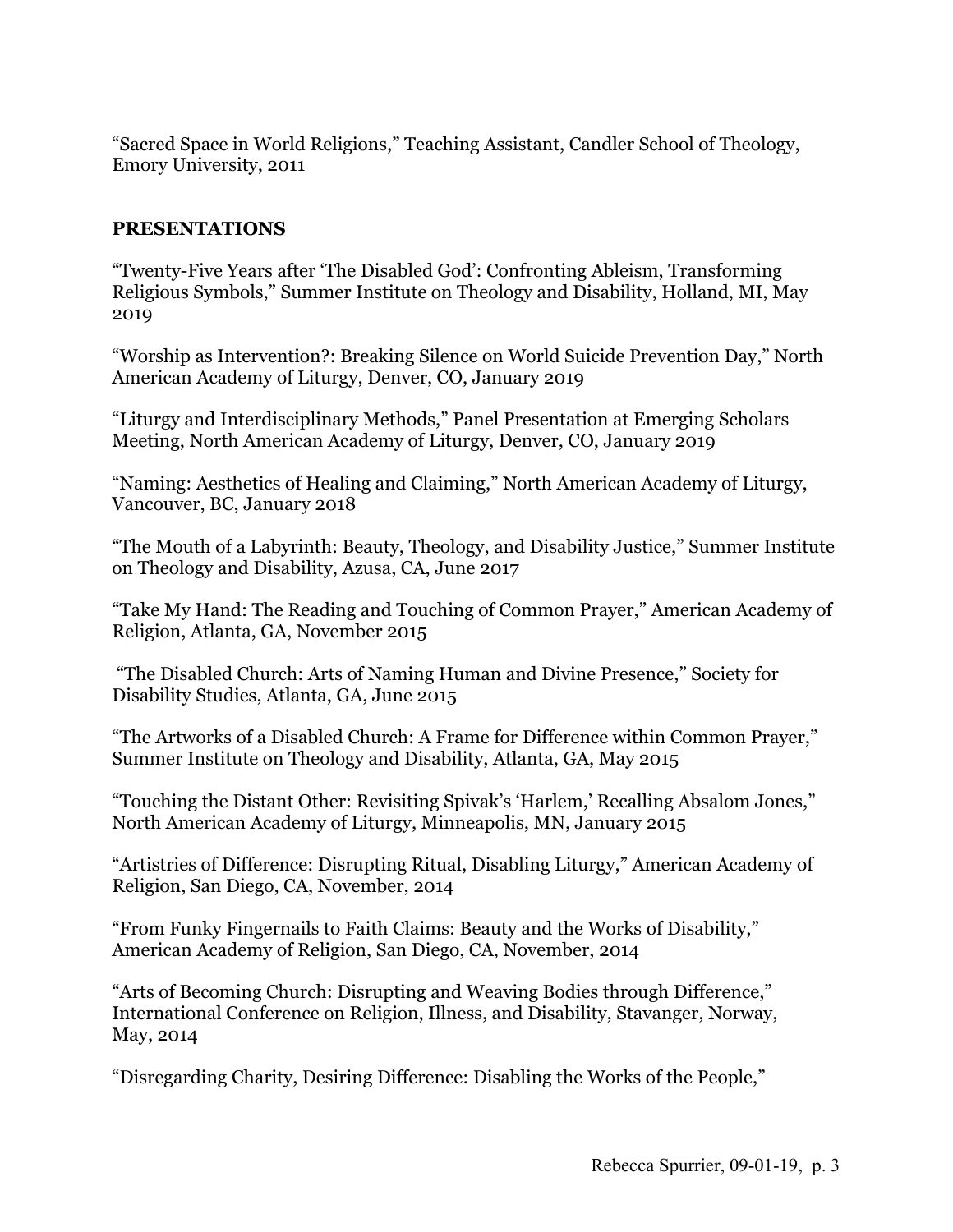"Sacred Space in World Religions," Teaching Assistant, Candler School of Theology, Emory University, 2011

## PRESENTATIONS

"Twenty-Five Years after 'The Disabled God': Confronting Ableism, Transforming Religious Symbols," Summer Institute on Theology and Disability, Holland, MI, May 2019

"Worship as Intervention?: Breaking Silence on World Suicide Prevention Day," North American Academy of Liturgy, Denver, CO, January 2019

"Liturgy and Interdisciplinary Methods," Panel Presentation at Emerging Scholars Meeting, North American Academy of Liturgy, Denver, CO, January 2019

"Naming: Aesthetics of Healing and Claiming," North American Academy of Liturgy, Vancouver, BC, January 2018

"The Mouth of a Labyrinth: Beauty, Theology, and Disability Justice," Summer Institute on Theology and Disability, Azusa, CA, June 2017

"Take My Hand: The Reading and Touching of Common Prayer," American Academy of Religion, Atlanta, GA, November 2015

"The Disabled Church: Arts of Naming Human and Divine Presence," Society for Disability Studies, Atlanta, GA, June 2015

"The Artworks of a Disabled Church: A Frame for Difference within Common Prayer," Summer Institute on Theology and Disability, Atlanta, GA, May 2015

"Touching the Distant Other: Revisiting Spivak's 'Harlem,' Recalling Absalom Jones," North American Academy of Liturgy, Minneapolis, MN, January 2015

"Artistries of Difference: Disrupting Ritual, Disabling Liturgy," American Academy of Religion, San Diego, CA, November, 2014

"From Funky Fingernails to Faith Claims: Beauty and the Works of Disability," American Academy of Religion, San Diego, CA, November, 2014

"Arts of Becoming Church: Disrupting and Weaving Bodies through Difference," International Conference on Religion, Illness, and Disability, Stavanger, Norway, May, 2014

"Disregarding Charity, Desiring Difference: Disabling the Works of the People,"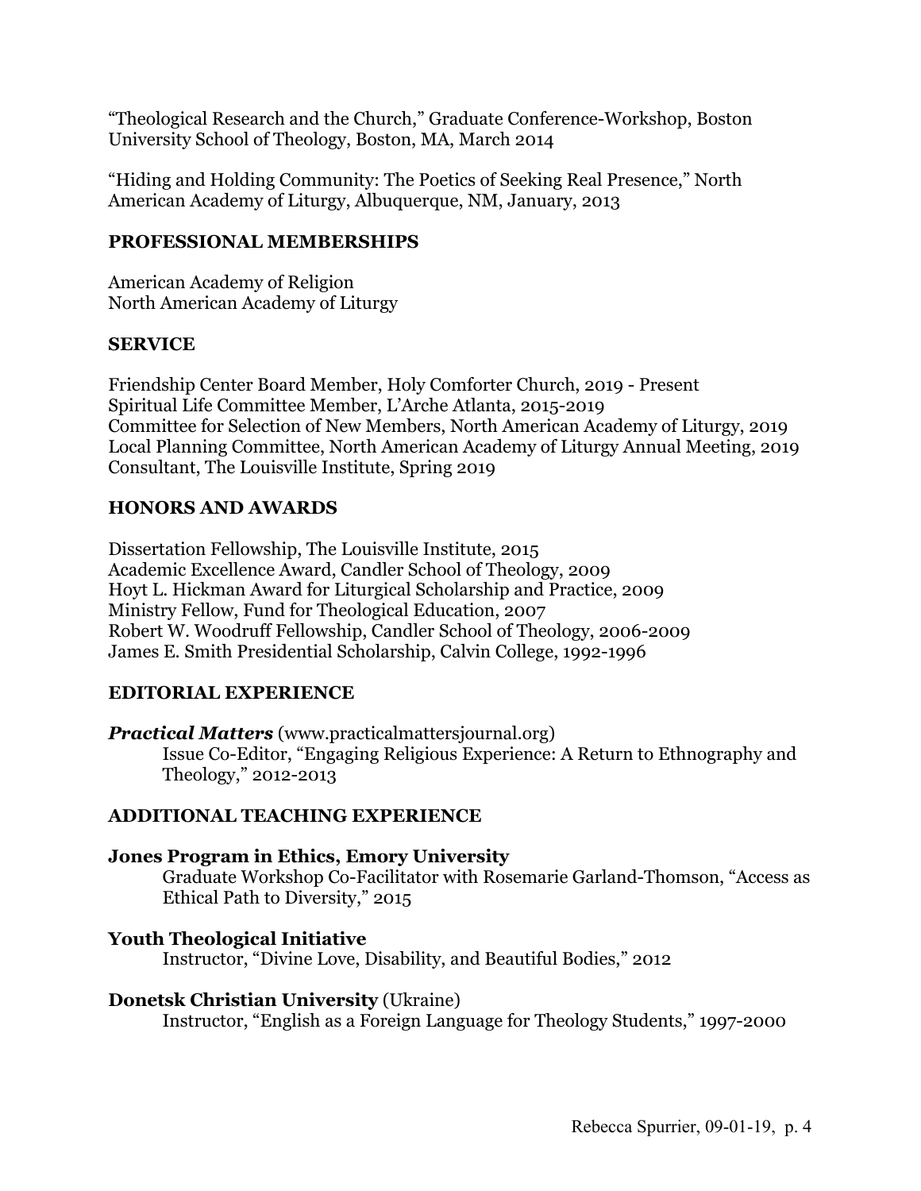"Theological Research and the Church," Graduate Conference-Workshop, Boston University School of Theology, Boston, MA, March 2014

"Hiding and Holding Community: The Poetics of Seeking Real Presence," North American Academy of Liturgy, Albuquerque, NM, January, 2013

## PROFESSIONAL MEMBERSHIPS

American Academy of Religion
North American Academy of Liturgy

## SERVICE

Friendship Center Board Member, Holy Comforter Church, 2019 - Present
Spiritual Life Committee Member, L'Arche Atlanta, 2015-2019
Committee for Selection of New Members, North American Academy of Liturgy, 2019
Local Planning Committee, North American Academy of Liturgy Annual Meeting, 2019
Consultant, The Louisville Institute, Spring 2019

## HONORS AND AWARDS

Dissertation Fellowship, The Louisville Institute, 2015
Academic Excellence Award, Candler School of Theology, 2009
Hoyt L. Hickman Award for Liturgical Scholarship and Practice, 2009
Ministry Fellow, Fund for Theological Education, 2007
Robert W. Woodruff Fellowship, Candler School of Theology, 2006-2009
James E. Smith Presidential Scholarship, Calvin College, 1992-1996

## EDITORIAL EXPERIENCE

***Practical Matters*** (www.practicalmattersjournal.org)
Issue Co-Editor, "Engaging Religious Experience: A Return to Ethnography and Theology," 2012-2013

## ADDITIONAL TEACHING EXPERIENCE

**Jones Program in Ethics, Emory University**
Graduate Workshop Co-Facilitator with Rosemarie Garland-Thomson, "Access as Ethical Path to Diversity," 2015

**Youth Theological Initiative**
Instructor, "Divine Love, Disability, and Beautiful Bodies," 2012

**Donetsk Christian University** (Ukraine)
Instructor, "English as a Foreign Language for Theology Students," 1997-2000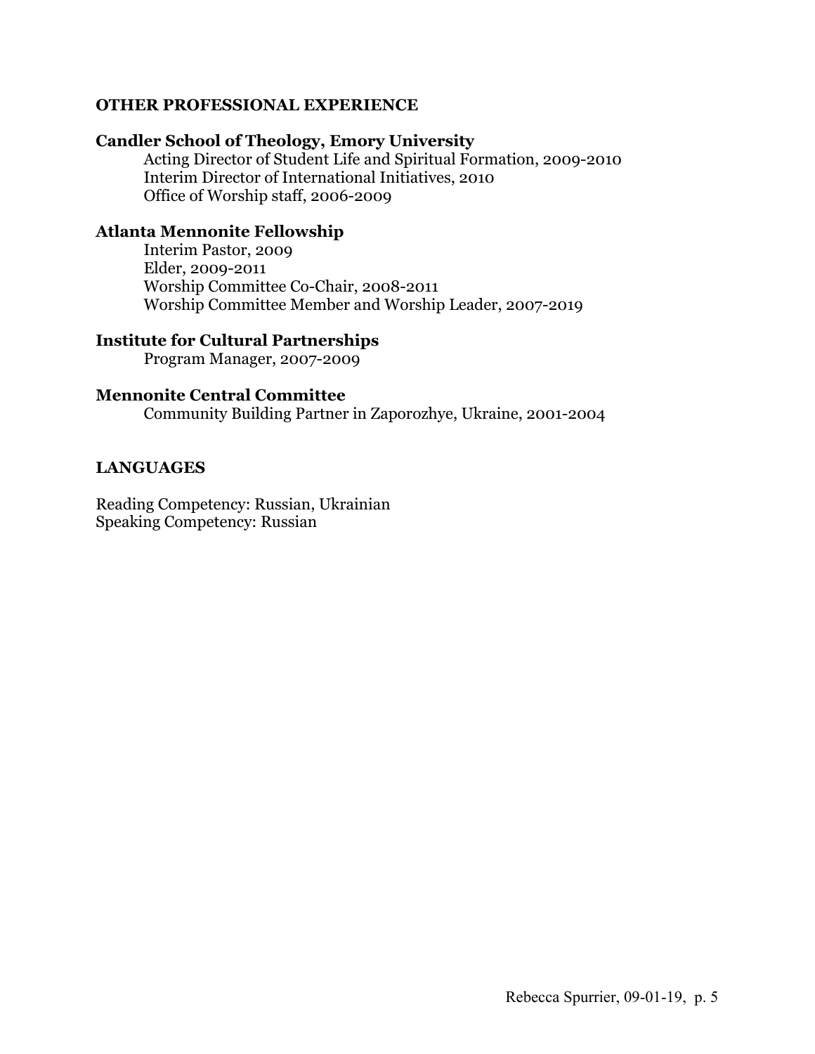## OTHER PROFESSIONAL EXPERIENCE

**Candler School of Theology, Emory University**
Acting Director of Student Life and Spiritual Formation, 2009-2010
Interim Director of International Initiatives, 2010
Office of Worship staff, 2006-2009

**Atlanta Mennonite Fellowship**
Interim Pastor, 2009
Elder, 2009-2011
Worship Committee Co-Chair, 2008-2011
Worship Committee Member and Worship Leader, 2007-2019

**Institute for Cultural Partnerships**
Program Manager, 2007-2009

**Mennonite Central Committee**
Community Building Partner in Zaporozhye, Ukraine, 2001-2004

## LANGUAGES

Reading Competency: Russian, Ukrainian
Speaking Competency: Russian